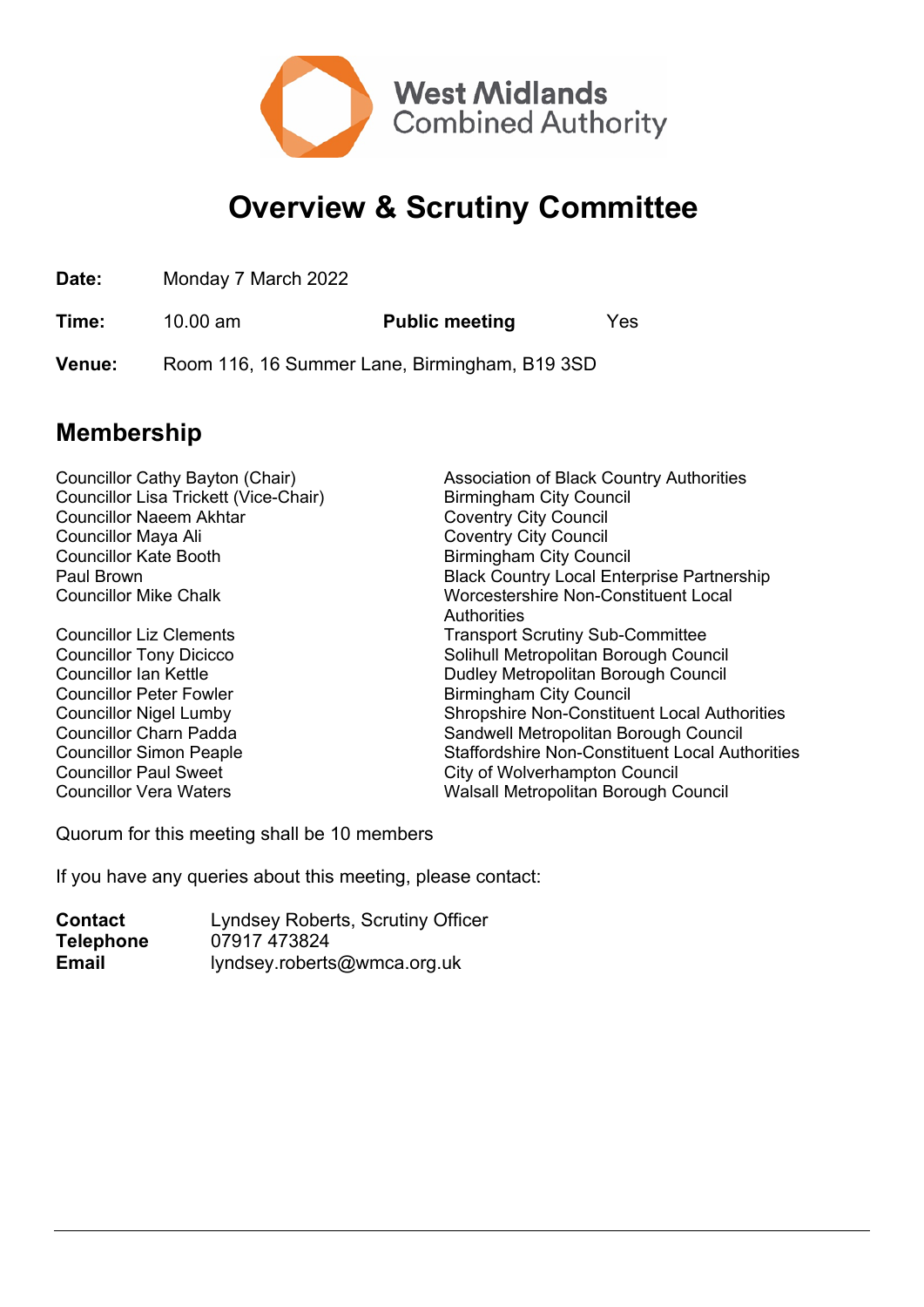West Midlands Combined Authority

# Overview & Scrutiny Committee

| | | | |
|---|---|---|---|
| **Date:** | Monday 7 March 2022 | | |
| **Time:** | 10.00 am | **Public meeting** | Yes |
| **Venue:** | Room 116, 16 Summer Lane, Birmingham, B19 3SD | | |

## Membership

| | |
|---|---|
| Councillor Cathy Bayton (Chair) | Association of Black Country Authorities |
| Councillor Lisa Trickett (Vice-Chair) | Birmingham City Council |
| Councillor Naeem Akhtar | Coventry City Council |
| Councillor Maya Ali | Coventry City Council |
| Councillor Kate Booth | Birmingham City Council |
| Paul Brown | Black Country Local Enterprise Partnership |
| Councillor Mike Chalk | Worcestershire Non-Constituent Local Authorities |
| Councillor Liz Clements | Transport Scrutiny Sub-Committee |
| Councillor Tony Dicicco | Solihull Metropolitan Borough Council |
| Councillor Ian Kettle | Dudley Metropolitan Borough Council |
| Councillor Peter Fowler | Birmingham City Council |
| Councillor Nigel Lumby | Shropshire Non-Constituent Local Authorities |
| Councillor Charn Padda | Sandwell Metropolitan Borough Council |
| Councillor Simon Peaple | Staffordshire Non-Constituent Local Authorities |
| Councillor Paul Sweet | City of Wolverhampton Council |
| Councillor Vera Waters | Walsall Metropolitan Borough Council |

Quorum for this meeting shall be 10 members

If you have any queries about this meeting, please contact:

| | |
|---|---|
| **Contact** | Lyndsey Roberts, Scrutiny Officer |
| **Telephone** | 07917 473824 |
| **Email** | lyndsey.roberts@wmca.org.uk |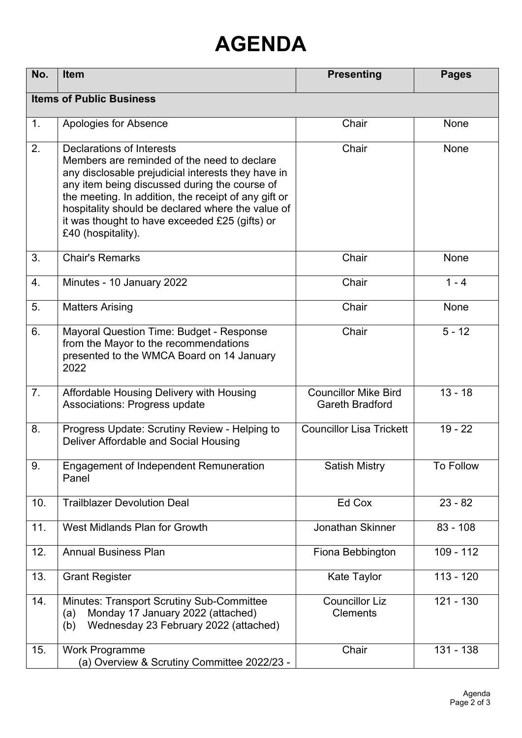# AGENDA

| No. | Item | Presenting | Pages |
|---|---|---|---|
| **Items of Public Business** | | | |
| 1. | Apologies for Absence | Chair | None |
| 2. | Declarations of Interests<br>Members are reminded of the need to declare any disclosable prejudicial interests they have in any item being discussed during the course of the meeting. In addition, the receipt of any gift or hospitality should be declared where the value of it was thought to have exceeded £25 (gifts) or £40 (hospitality). | Chair | None |
| 3. | Chair's Remarks | Chair | None |
| 4. | Minutes - 10 January 2022 | Chair | 1 - 4 |
| 5. | Matters Arising | Chair | None |
| 6. | Mayoral Question Time: Budget - Response from the Mayor to the recommendations presented to the WMCA Board on 14 January 2022 | Chair | 5 - 12 |
| 7. | Affordable Housing Delivery with Housing Associations: Progress update | Councillor Mike Bird<br>Gareth Bradford | 13 - 18 |
| 8. | Progress Update: Scrutiny Review - Helping to Deliver Affordable and Social Housing | Councillor Lisa Trickett | 19 - 22 |
| 9. | Engagement of Independent Remuneration Panel | Satish Mistry | To Follow |
| 10. | Trailblazer Devolution Deal | Ed Cox | 23 - 82 |
| 11. | West Midlands Plan for Growth | Jonathan Skinner | 83 - 108 |
| 12. | Annual Business Plan | Fiona Bebbington | 109 - 112 |
| 13. | Grant Register | Kate Taylor | 113 - 120 |
| 14. | Minutes: Transport Scrutiny Sub-Committee<br>(a) Monday 17 January 2022 (attached)<br>(b) Wednesday 23 February 2022 (attached) | Councillor Liz Clements | 121 - 130 |
| 15. | Work Programme<br>(a) Overview & Scrutiny Committee 2022/23 - | Chair | 131 - 138 |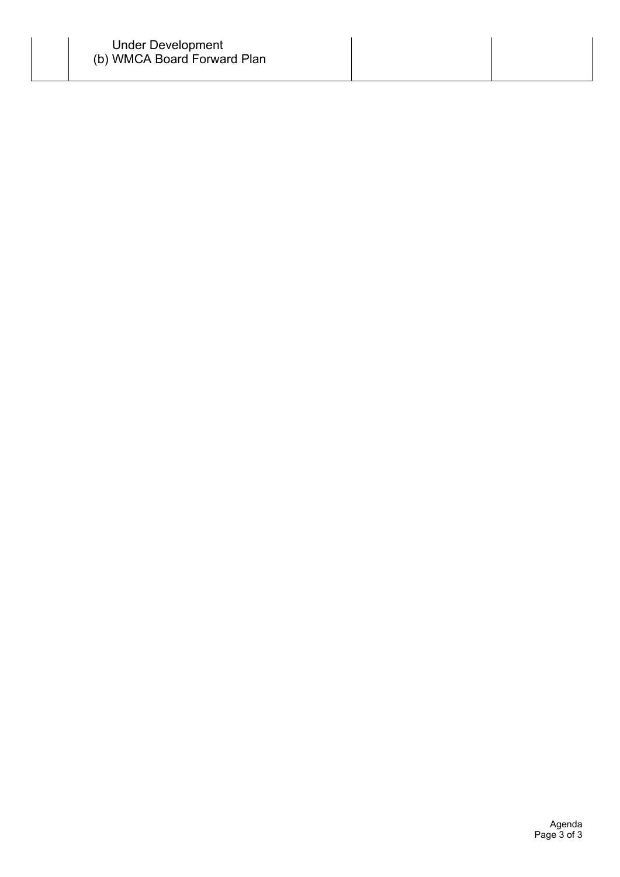| | | | |
|---|---|---|---|
| | Under Development<br>(b) WMCA Board Forward Plan | | |